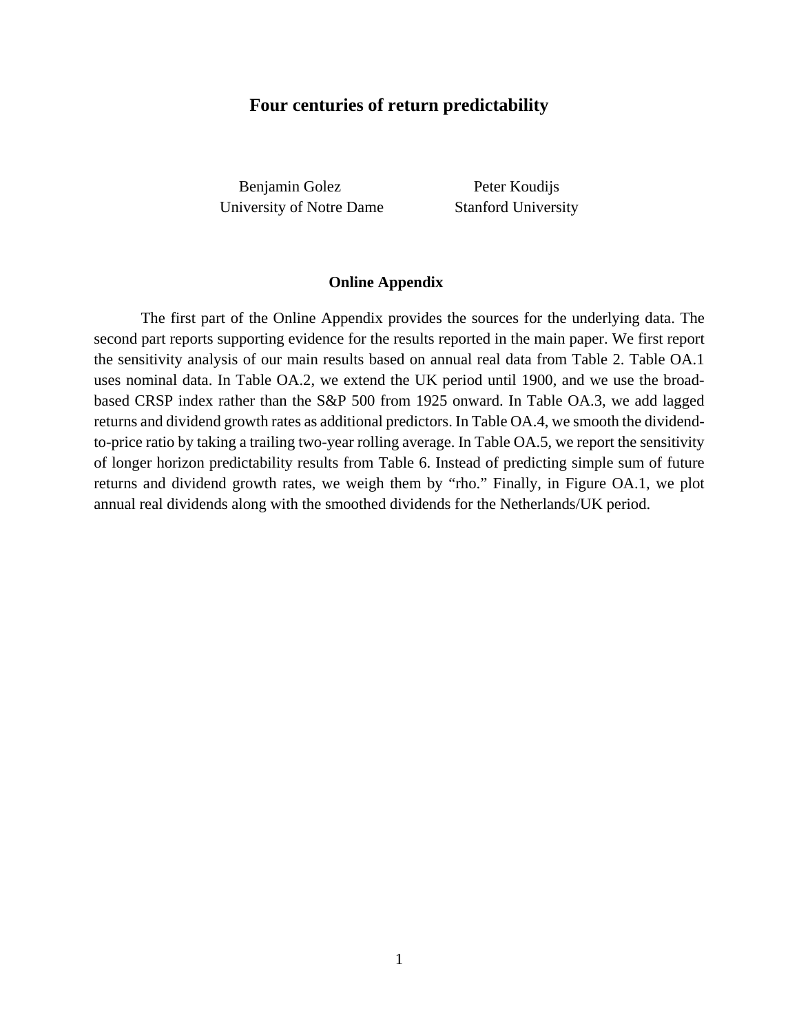# Four centuries of return predictability

Benjamin Golez
University of Notre Dame

Peter Koudijs
Stanford University

## Online Appendix

The first part of the Online Appendix provides the sources for the underlying data. The second part reports supporting evidence for the results reported in the main paper. We first report the sensitivity analysis of our main results based on annual real data from Table 2. Table OA.1 uses nominal data. In Table OA.2, we extend the UK period until 1900, and we use the broad-based CRSP index rather than the S&P 500 from 1925 onward. In Table OA.3, we add lagged returns and dividend growth rates as additional predictors. In Table OA.4, we smooth the dividend-to-price ratio by taking a trailing two-year rolling average. In Table OA.5, we report the sensitivity of longer horizon predictability results from Table 6. Instead of predicting simple sum of future returns and dividend growth rates, we weigh them by "rho." Finally, in Figure OA.1, we plot annual real dividends along with the smoothed dividends for the Netherlands/UK period.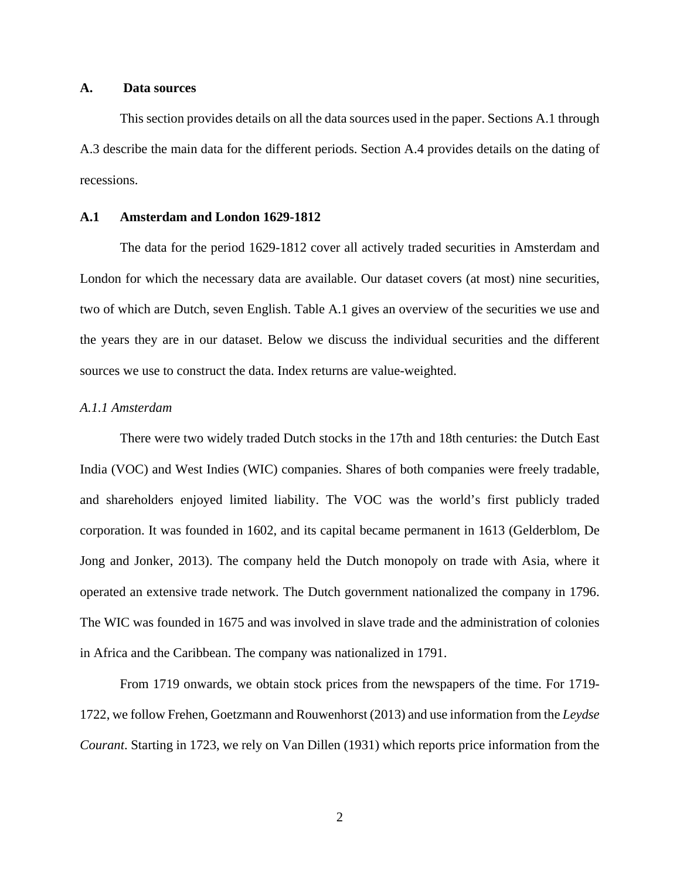## A. Data sources

This section provides details on all the data sources used in the paper. Sections A.1 through A.3 describe the main data for the different periods. Section A.4 provides details on the dating of recessions.

### A.1 Amsterdam and London 1629-1812

The data for the period 1629-1812 cover all actively traded securities in Amsterdam and London for which the necessary data are available. Our dataset covers (at most) nine securities, two of which are Dutch, seven English. Table A.1 gives an overview of the securities we use and the years they are in our dataset. Below we discuss the individual securities and the different sources we use to construct the data. Index returns are value-weighted.

#### *A.1.1 Amsterdam*

There were two widely traded Dutch stocks in the 17th and 18th centuries: the Dutch East India (VOC) and West Indies (WIC) companies. Shares of both companies were freely tradable, and shareholders enjoyed limited liability. The VOC was the world's first publicly traded corporation. It was founded in 1602, and its capital became permanent in 1613 (Gelderblom, De Jong and Jonker, 2013). The company held the Dutch monopoly on trade with Asia, where it operated an extensive trade network. The Dutch government nationalized the company in 1796. The WIC was founded in 1675 and was involved in slave trade and the administration of colonies in Africa and the Caribbean. The company was nationalized in 1791.

From 1719 onwards, we obtain stock prices from the newspapers of the time. For 1719-1722, we follow Frehen, Goetzmann and Rouwenhorst (2013) and use information from the *Leydse Courant*. Starting in 1723, we rely on Van Dillen (1931) which reports price information from the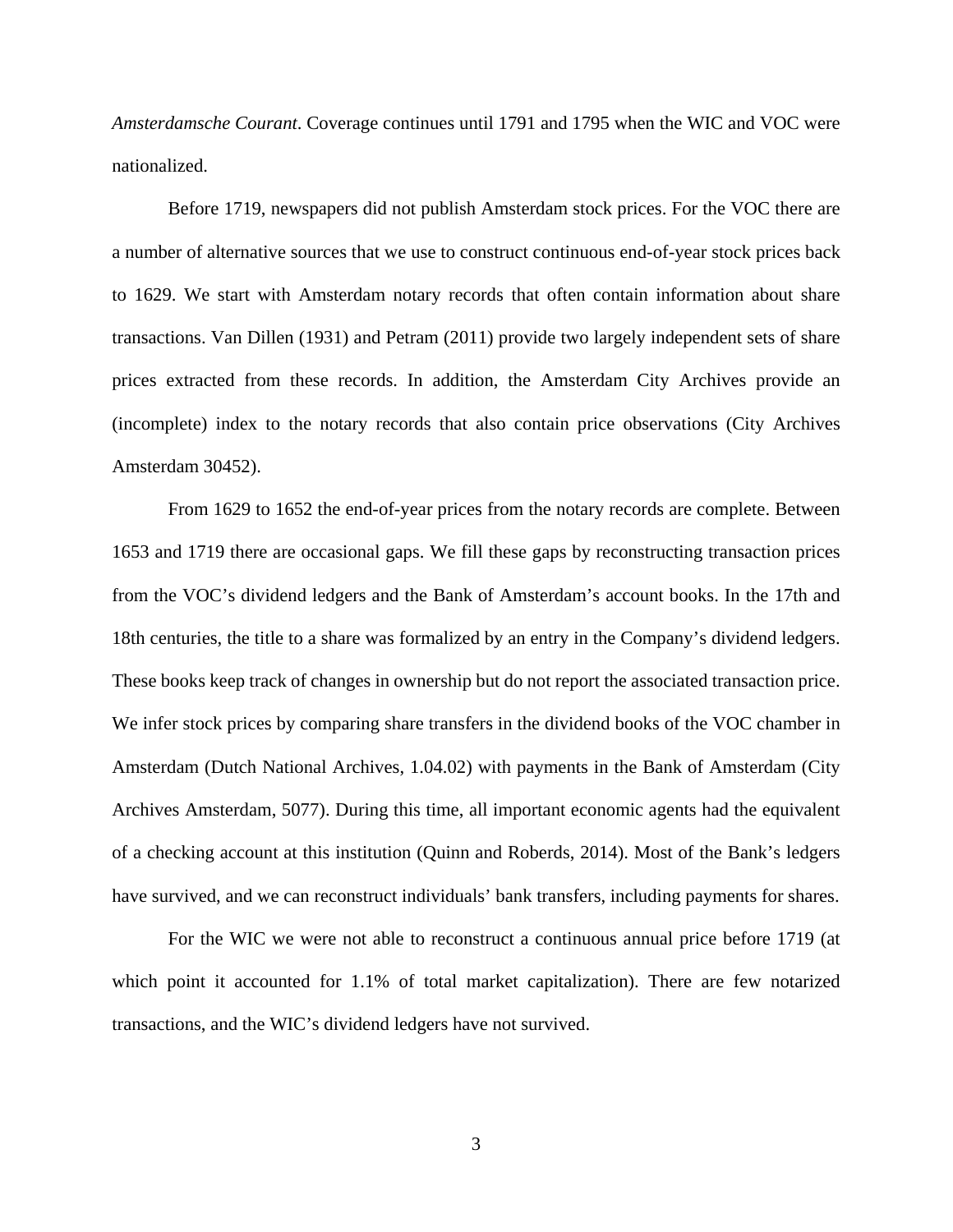*Amsterdamsche Courant*. Coverage continues until 1791 and 1795 when the WIC and VOC were nationalized.

Before 1719, newspapers did not publish Amsterdam stock prices. For the VOC there are a number of alternative sources that we use to construct continuous end-of-year stock prices back to 1629. We start with Amsterdam notary records that often contain information about share transactions. Van Dillen (1931) and Petram (2011) provide two largely independent sets of share prices extracted from these records. In addition, the Amsterdam City Archives provide an (incomplete) index to the notary records that also contain price observations (City Archives Amsterdam 30452).

From 1629 to 1652 the end-of-year prices from the notary records are complete. Between 1653 and 1719 there are occasional gaps. We fill these gaps by reconstructing transaction prices from the VOC's dividend ledgers and the Bank of Amsterdam's account books. In the 17th and 18th centuries, the title to a share was formalized by an entry in the Company's dividend ledgers. These books keep track of changes in ownership but do not report the associated transaction price. We infer stock prices by comparing share transfers in the dividend books of the VOC chamber in Amsterdam (Dutch National Archives, 1.04.02) with payments in the Bank of Amsterdam (City Archives Amsterdam, 5077). During this time, all important economic agents had the equivalent of a checking account at this institution (Quinn and Roberds, 2014). Most of the Bank's ledgers have survived, and we can reconstruct individuals' bank transfers, including payments for shares.

For the WIC we were not able to reconstruct a continuous annual price before 1719 (at which point it accounted for 1.1% of total market capitalization). There are few notarized transactions, and the WIC's dividend ledgers have not survived.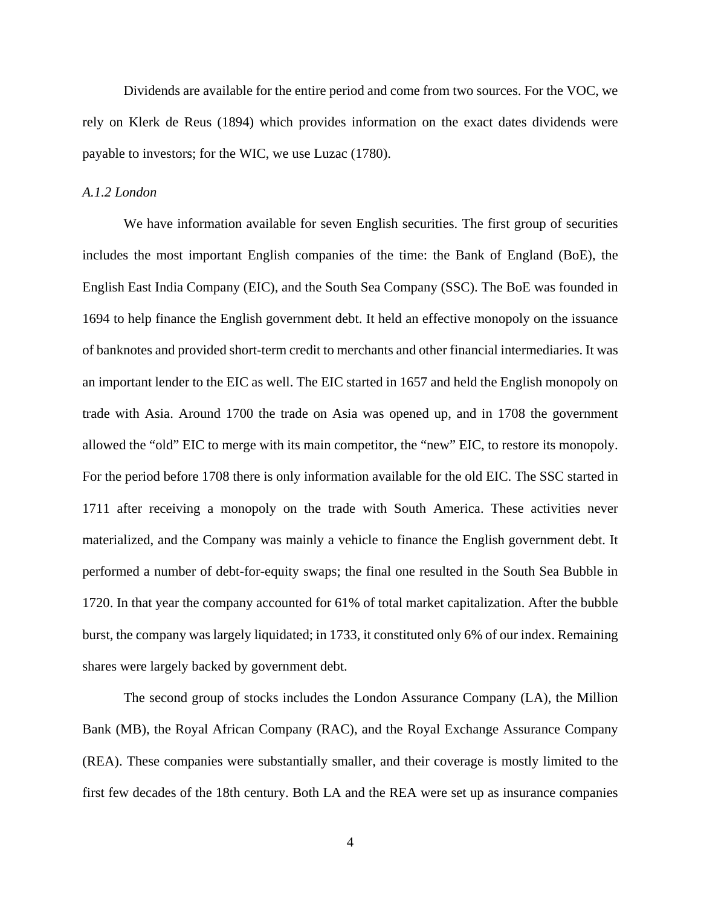Dividends are available for the entire period and come from two sources. For the VOC, we rely on Klerk de Reus (1894) which provides information on the exact dates dividends were payable to investors; for the WIC, we use Luzac (1780).

### *A.1.2 London*

We have information available for seven English securities. The first group of securities includes the most important English companies of the time: the Bank of England (BoE), the English East India Company (EIC), and the South Sea Company (SSC). The BoE was founded in 1694 to help finance the English government debt. It held an effective monopoly on the issuance of banknotes and provided short-term credit to merchants and other financial intermediaries. It was an important lender to the EIC as well. The EIC started in 1657 and held the English monopoly on trade with Asia. Around 1700 the trade on Asia was opened up, and in 1708 the government allowed the "old" EIC to merge with its main competitor, the "new" EIC, to restore its monopoly. For the period before 1708 there is only information available for the old EIC. The SSC started in 1711 after receiving a monopoly on the trade with South America. These activities never materialized, and the Company was mainly a vehicle to finance the English government debt. It performed a number of debt-for-equity swaps; the final one resulted in the South Sea Bubble in 1720. In that year the company accounted for 61% of total market capitalization. After the bubble burst, the company was largely liquidated; in 1733, it constituted only 6% of our index. Remaining shares were largely backed by government debt.

The second group of stocks includes the London Assurance Company (LA), the Million Bank (MB), the Royal African Company (RAC), and the Royal Exchange Assurance Company (REA). These companies were substantially smaller, and their coverage is mostly limited to the first few decades of the 18th century. Both LA and the REA were set up as insurance companies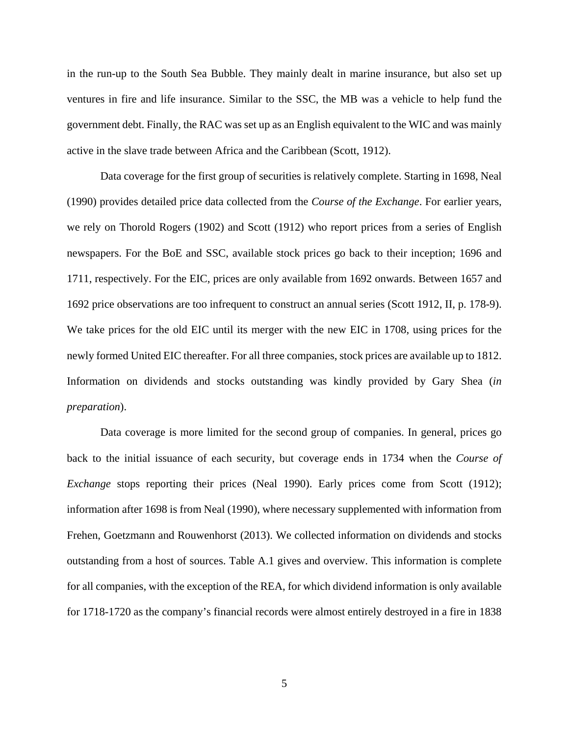in the run-up to the South Sea Bubble. They mainly dealt in marine insurance, but also set up ventures in fire and life insurance. Similar to the SSC, the MB was a vehicle to help fund the government debt. Finally, the RAC was set up as an English equivalent to the WIC and was mainly active in the slave trade between Africa and the Caribbean (Scott, 1912).

Data coverage for the first group of securities is relatively complete. Starting in 1698, Neal (1990) provides detailed price data collected from the *Course of the Exchange*. For earlier years, we rely on Thorold Rogers (1902) and Scott (1912) who report prices from a series of English newspapers. For the BoE and SSC, available stock prices go back to their inception; 1696 and 1711, respectively. For the EIC, prices are only available from 1692 onwards. Between 1657 and 1692 price observations are too infrequent to construct an annual series (Scott 1912, II, p. 178-9). We take prices for the old EIC until its merger with the new EIC in 1708, using prices for the newly formed United EIC thereafter. For all three companies, stock prices are available up to 1812. Information on dividends and stocks outstanding was kindly provided by Gary Shea (*in preparation*).

Data coverage is more limited for the second group of companies. In general, prices go back to the initial issuance of each security, but coverage ends in 1734 when the *Course of Exchange* stops reporting their prices (Neal 1990). Early prices come from Scott (1912); information after 1698 is from Neal (1990), where necessary supplemented with information from Frehen, Goetzmann and Rouwenhorst (2013). We collected information on dividends and stocks outstanding from a host of sources. Table A.1 gives and overview. This information is complete for all companies, with the exception of the REA, for which dividend information is only available for 1718-1720 as the company's financial records were almost entirely destroyed in a fire in 1838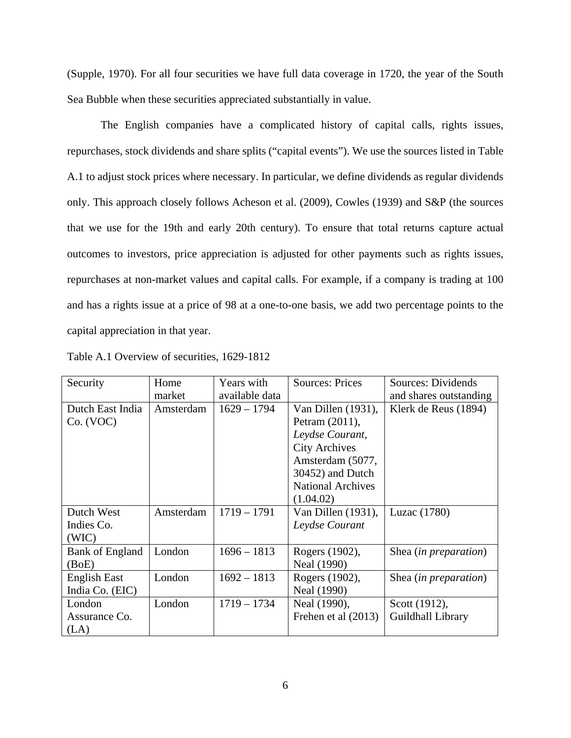(Supple, 1970). For all four securities we have full data coverage in 1720, the year of the South Sea Bubble when these securities appreciated substantially in value.

The English companies have a complicated history of capital calls, rights issues, repurchases, stock dividends and share splits ("capital events"). We use the sources listed in Table A.1 to adjust stock prices where necessary. In particular, we define dividends as regular dividends only. This approach closely follows Acheson et al. (2009), Cowles (1939) and S&P (the sources that we use for the 19th and early 20th century). To ensure that total returns capture actual outcomes to investors, price appreciation is adjusted for other payments such as rights issues, repurchases at non-market values and capital calls. For example, if a company is trading at 100 and has a rights issue at a price of 98 at a one-to-one basis, we add two percentage points to the capital appreciation in that year.

Table A.1 Overview of securities, 1629-1812

| Security | Home market | Years with available data | Sources: Prices | Sources: Dividends and shares outstanding |
|---|---|---|---|---|
| Dutch East India Co. (VOC) | Amsterdam | 1629 – 1794 | Van Dillen (1931), Petram (2011), *Leydse Courant*, City Archives Amsterdam (5077, 30452) and Dutch National Archives (1.04.02) | Klerk de Reus (1894) |
| Dutch West Indies Co. (WIC) | Amsterdam | 1719 – 1791 | Van Dillen (1931), *Leydse Courant* | Luzac (1780) |
| Bank of England (BoE) | London | 1696 – 1813 | Rogers (1902), Neal (1990) | Shea (*in preparation*) |
| English East India Co. (EIC) | London | 1692 – 1813 | Rogers (1902), Neal (1990) | Shea (*in preparation*) |
| London Assurance Co. (LA) | London | 1719 – 1734 | Neal (1990), Frehen et al (2013) | Scott (1912), Guildhall Library |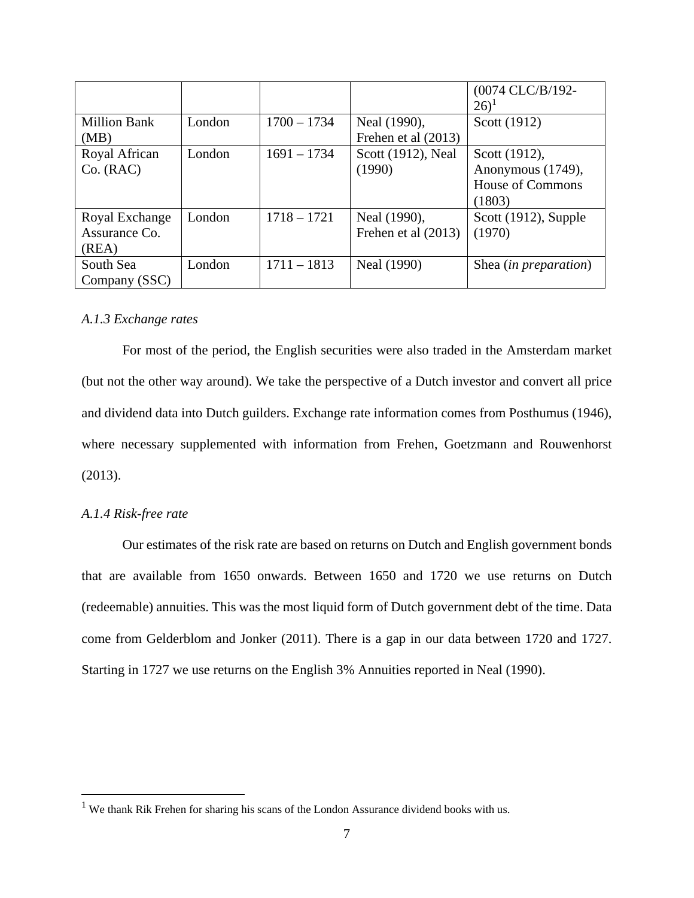| | | | | (0074 CLC/B/192-26)[1] |
|---|---|---|---|---|
| Million Bank (MB) | London | 1700 – 1734 | Neal (1990), Frehen et al (2013) | Scott (1912) |
| Royal African Co. (RAC) | London | 1691 – 1734 | Scott (1912), Neal (1990) | Scott (1912), Anonymous (1749), House of Commons (1803) |
| Royal Exchange Assurance Co. (REA) | London | 1718 – 1721 | Neal (1990), Frehen et al (2013) | Scott (1912), Supple (1970) |
| South Sea Company (SSC) | London | 1711 – 1813 | Neal (1990) | Shea (*in preparation*) |

*A.1.3 Exchange rates*

For most of the period, the English securities were also traded in the Amsterdam market (but not the other way around). We take the perspective of a Dutch investor and convert all price and dividend data into Dutch guilders. Exchange rate information comes from Posthumus (1946), where necessary supplemented with information from Frehen, Goetzmann and Rouwenhorst (2013).

*A.1.4 Risk-free rate*

Our estimates of the risk rate are based on returns on Dutch and English government bonds that are available from 1650 onwards. Between 1650 and 1720 we use returns on Dutch (redeemable) annuities. This was the most liquid form of Dutch government debt of the time. Data come from Gelderblom and Jonker (2011). There is a gap in our data between 1720 and 1727. Starting in 1727 we use returns on the English 3% Annuities reported in Neal (1990).

[1] We thank Rik Frehen for sharing his scans of the London Assurance dividend books with us.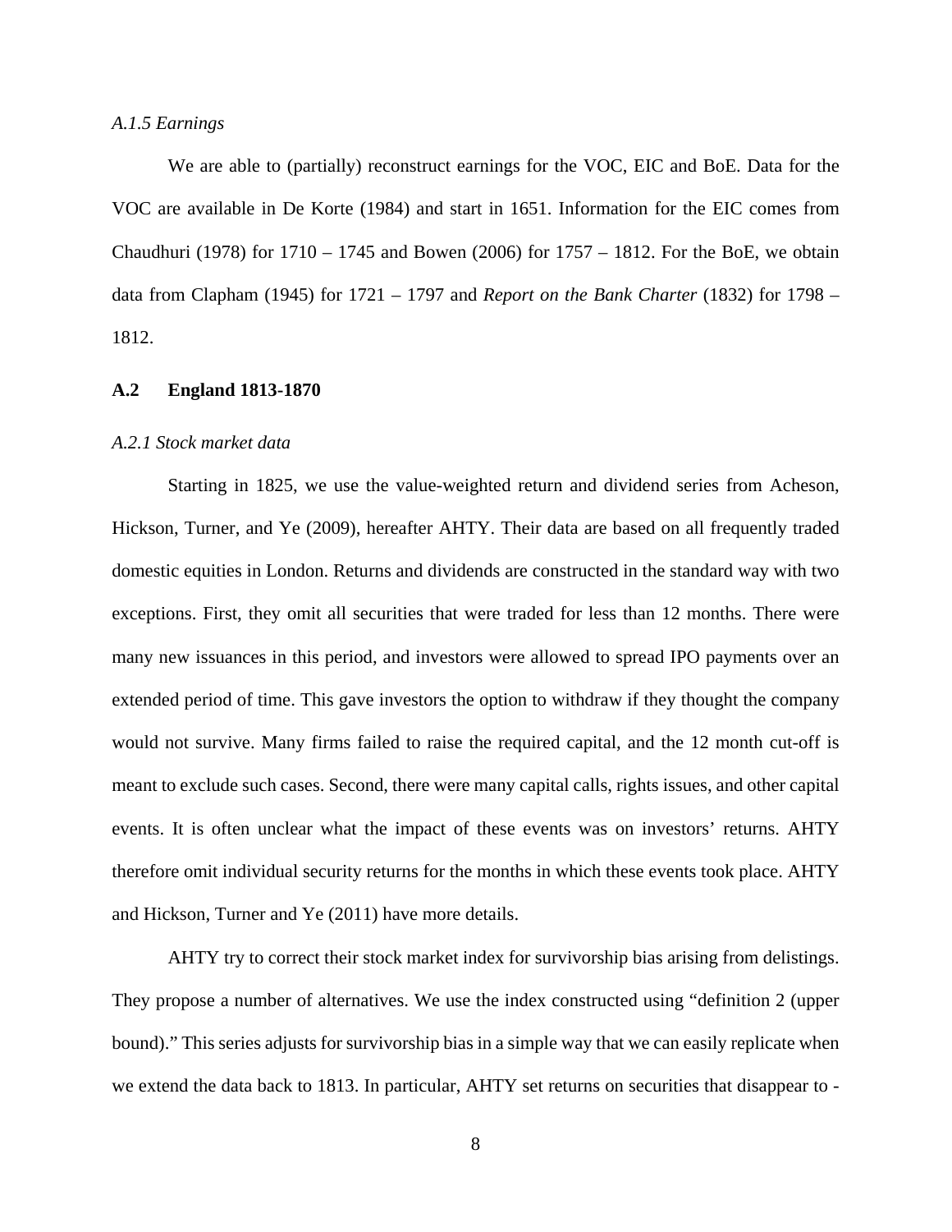*A.1.5 Earnings*

We are able to (partially) reconstruct earnings for the VOC, EIC and BoE. Data for the VOC are available in De Korte (1984) and start in 1651. Information for the EIC comes from Chaudhuri (1978) for 1710 – 1745 and Bowen (2006) for 1757 – 1812. For the BoE, we obtain data from Clapham (1945) for 1721 – 1797 and *Report on the Bank Charter* (1832) for 1798 – 1812.

## A.2 England 1813-1870

*A.2.1 Stock market data*

Starting in 1825, we use the value-weighted return and dividend series from Acheson, Hickson, Turner, and Ye (2009), hereafter AHTY. Their data are based on all frequently traded domestic equities in London. Returns and dividends are constructed in the standard way with two exceptions. First, they omit all securities that were traded for less than 12 months. There were many new issuances in this period, and investors were allowed to spread IPO payments over an extended period of time. This gave investors the option to withdraw if they thought the company would not survive. Many firms failed to raise the required capital, and the 12 month cut-off is meant to exclude such cases. Second, there were many capital calls, rights issues, and other capital events. It is often unclear what the impact of these events was on investors' returns. AHTY therefore omit individual security returns for the months in which these events took place. AHTY and Hickson, Turner and Ye (2011) have more details.

AHTY try to correct their stock market index for survivorship bias arising from delistings. They propose a number of alternatives. We use the index constructed using "definition 2 (upper bound)." This series adjusts for survivorship bias in a simple way that we can easily replicate when we extend the data back to 1813. In particular, AHTY set returns on securities that disappear to -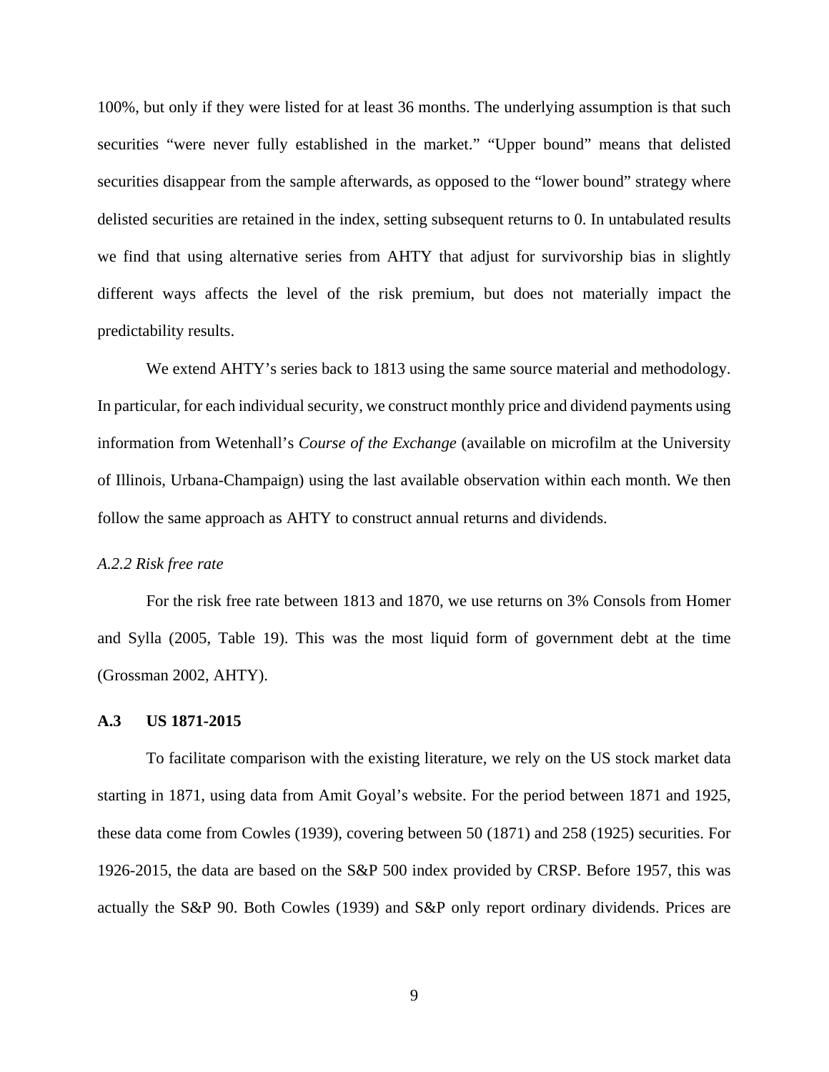100%, but only if they were listed for at least 36 months. The underlying assumption is that such securities "were never fully established in the market." "Upper bound" means that delisted securities disappear from the sample afterwards, as opposed to the "lower bound" strategy where delisted securities are retained in the index, setting subsequent returns to 0. In untabulated results we find that using alternative series from AHTY that adjust for survivorship bias in slightly different ways affects the level of the risk premium, but does not materially impact the predictability results.

We extend AHTY's series back to 1813 using the same source material and methodology. In particular, for each individual security, we construct monthly price and dividend payments using information from Wetenhall's *Course of the Exchange* (available on microfilm at the University of Illinois, Urbana-Champaign) using the last available observation within each month. We then follow the same approach as AHTY to construct annual returns and dividends.

### *A.2.2 Risk free rate*

For the risk free rate between 1813 and 1870, we use returns on 3% Consols from Homer and Sylla (2005, Table 19). This was the most liquid form of government debt at the time (Grossman 2002, AHTY).

## A.3 US 1871-2015

To facilitate comparison with the existing literature, we rely on the US stock market data starting in 1871, using data from Amit Goyal's website. For the period between 1871 and 1925, these data come from Cowles (1939), covering between 50 (1871) and 258 (1925) securities. For 1926-2015, the data are based on the S&P 500 index provided by CRSP. Before 1957, this was actually the S&P 90. Both Cowles (1939) and S&P only report ordinary dividends. Prices are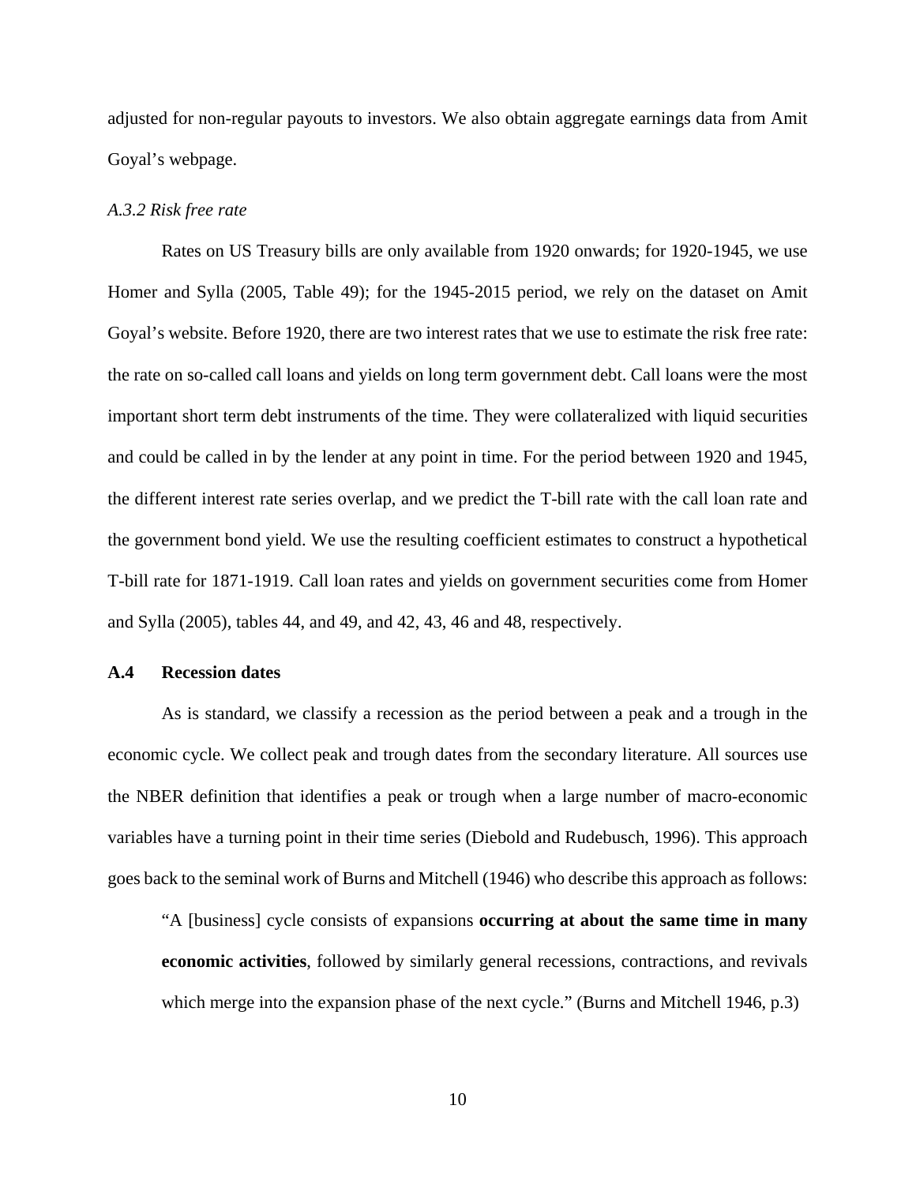adjusted for non-regular payouts to investors. We also obtain aggregate earnings data from Amit Goyal's webpage.

*A.3.2 Risk free rate*

Rates on US Treasury bills are only available from 1920 onwards; for 1920-1945, we use Homer and Sylla (2005, Table 49); for the 1945-2015 period, we rely on the dataset on Amit Goyal's website. Before 1920, there are two interest rates that we use to estimate the risk free rate: the rate on so-called call loans and yields on long term government debt. Call loans were the most important short term debt instruments of the time. They were collateralized with liquid securities and could be called in by the lender at any point in time. For the period between 1920 and 1945, the different interest rate series overlap, and we predict the T-bill rate with the call loan rate and the government bond yield. We use the resulting coefficient estimates to construct a hypothetical T-bill rate for 1871-1919. Call loan rates and yields on government securities come from Homer and Sylla (2005), tables 44, and 49, and 42, 43, 46 and 48, respectively.

## A.4 Recession dates

As is standard, we classify a recession as the period between a peak and a trough in the economic cycle. We collect peak and trough dates from the secondary literature. All sources use the NBER definition that identifies a peak or trough when a large number of macro-economic variables have a turning point in their time series (Diebold and Rudebusch, 1996). This approach goes back to the seminal work of Burns and Mitchell (1946) who describe this approach as follows:

> "A [business] cycle consists of expansions **occurring at about the same time in many economic activities**, followed by similarly general recessions, contractions, and revivals which merge into the expansion phase of the next cycle." (Burns and Mitchell 1946, p.3)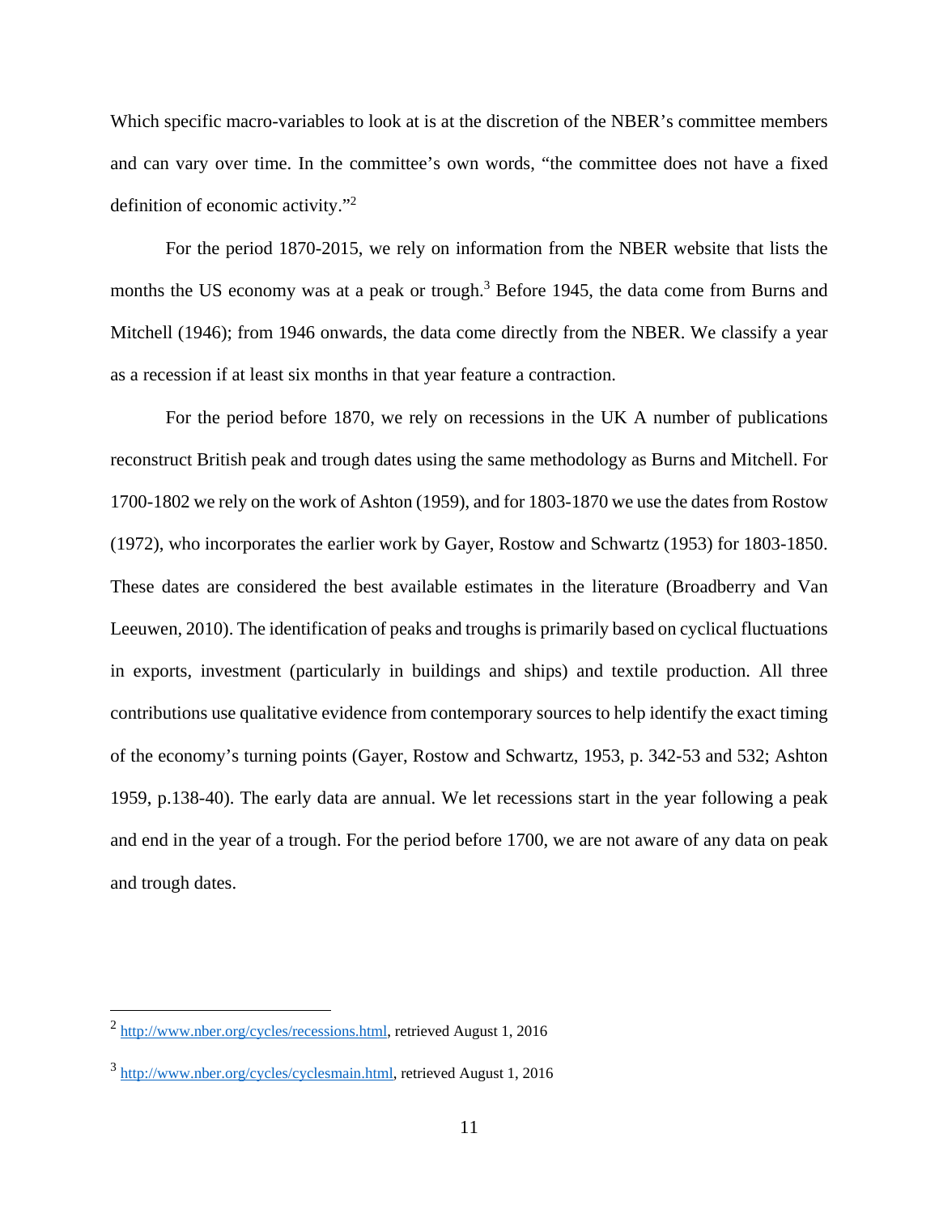Which specific macro-variables to look at is at the discretion of the NBER's committee members and can vary over time. In the committee's own words, "the committee does not have a fixed definition of economic activity."[2]

For the period 1870-2015, we rely on information from the NBER website that lists the months the US economy was at a peak or trough.[3] Before 1945, the data come from Burns and Mitchell (1946); from 1946 onwards, the data come directly from the NBER. We classify a year as a recession if at least six months in that year feature a contraction.

For the period before 1870, we rely on recessions in the UK A number of publications reconstruct British peak and trough dates using the same methodology as Burns and Mitchell. For 1700-1802 we rely on the work of Ashton (1959), and for 1803-1870 we use the dates from Rostow (1972), who incorporates the earlier work by Gayer, Rostow and Schwartz (1953) for 1803-1850. These dates are considered the best available estimates in the literature (Broadberry and Van Leeuwen, 2010). The identification of peaks and troughs is primarily based on cyclical fluctuations in exports, investment (particularly in buildings and ships) and textile production. All three contributions use qualitative evidence from contemporary sources to help identify the exact timing of the economy's turning points (Gayer, Rostow and Schwartz, 1953, p. 342-53 and 532; Ashton 1959, p.138-40). The early data are annual. We let recessions start in the year following a peak and end in the year of a trough. For the period before 1700, we are not aware of any data on peak and trough dates.

---

[2] http://www.nber.org/cycles/recessions.html, retrieved August 1, 2016

[3] http://www.nber.org/cycles/cyclesmain.html, retrieved August 1, 2016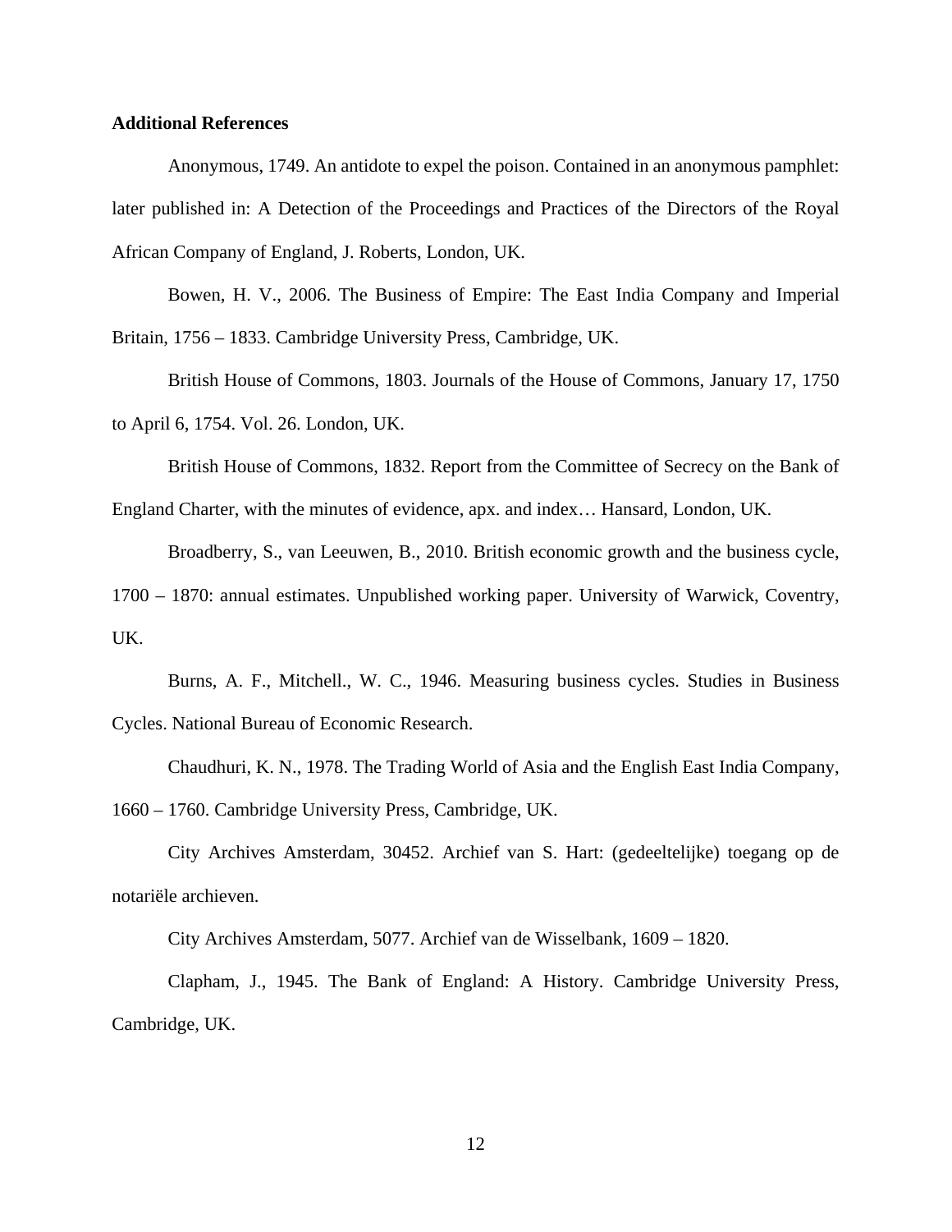**Additional References**

Anonymous, 1749. An antidote to expel the poison. Contained in an anonymous pamphlet: later published in: A Detection of the Proceedings and Practices of the Directors of the Royal African Company of England, J. Roberts, London, UK.

Bowen, H. V., 2006. The Business of Empire: The East India Company and Imperial Britain, 1756 – 1833. Cambridge University Press, Cambridge, UK.

British House of Commons, 1803. Journals of the House of Commons, January 17, 1750 to April 6, 1754. Vol. 26. London, UK.

British House of Commons, 1832. Report from the Committee of Secrecy on the Bank of England Charter, with the minutes of evidence, apx. and index… Hansard, London, UK.

Broadberry, S., van Leeuwen, B., 2010. British economic growth and the business cycle, 1700 – 1870: annual estimates. Unpublished working paper. University of Warwick, Coventry, UK.

Burns, A. F., Mitchell., W. C., 1946. Measuring business cycles. Studies in Business Cycles. National Bureau of Economic Research.

Chaudhuri, K. N., 1978. The Trading World of Asia and the English East India Company, 1660 – 1760. Cambridge University Press, Cambridge, UK.

City Archives Amsterdam, 30452. Archief van S. Hart: (gedeeltelijke) toegang op de notariële archieven.

City Archives Amsterdam, 5077. Archief van de Wisselbank, 1609 – 1820.

Clapham, J., 1945. The Bank of England: A History. Cambridge University Press, Cambridge, UK.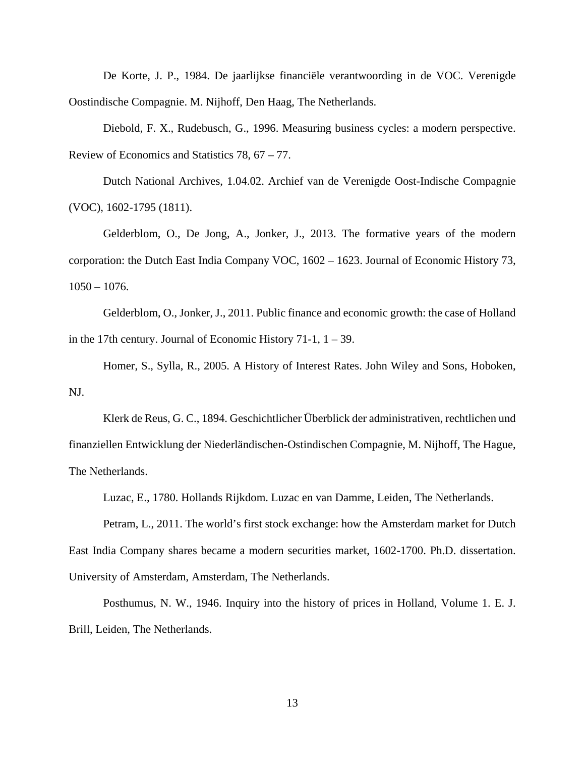De Korte, J. P., 1984. De jaarlijkse financiële verantwoording in de VOC. Verenigde Oostindische Compagnie. M. Nijhoff, Den Haag, The Netherlands.

Diebold, F. X., Rudebusch, G., 1996. Measuring business cycles: a modern perspective. Review of Economics and Statistics 78, 67 – 77.

Dutch National Archives, 1.04.02. Archief van de Verenigde Oost-Indische Compagnie (VOC), 1602-1795 (1811).

Gelderblom, O., De Jong, A., Jonker, J., 2013. The formative years of the modern corporation: the Dutch East India Company VOC, 1602 – 1623. Journal of Economic History 73, 1050 – 1076.

Gelderblom, O., Jonker, J., 2011. Public finance and economic growth: the case of Holland in the 17th century. Journal of Economic History 71-1, 1 – 39.

Homer, S., Sylla, R., 2005. A History of Interest Rates. John Wiley and Sons, Hoboken, NJ.

Klerk de Reus, G. C., 1894. Geschichtlicher Überblick der administrativen, rechtlichen und finanziellen Entwicklung der Niederländischen-Ostindischen Compagnie, M. Nijhoff, The Hague, The Netherlands.

Luzac, E., 1780. Hollands Rijkdom. Luzac en van Damme, Leiden, The Netherlands.

Petram, L., 2011. The world's first stock exchange: how the Amsterdam market for Dutch East India Company shares became a modern securities market, 1602-1700. Ph.D. dissertation. University of Amsterdam, Amsterdam, The Netherlands.

Posthumus, N. W., 1946. Inquiry into the history of prices in Holland, Volume 1. E. J. Brill, Leiden, The Netherlands.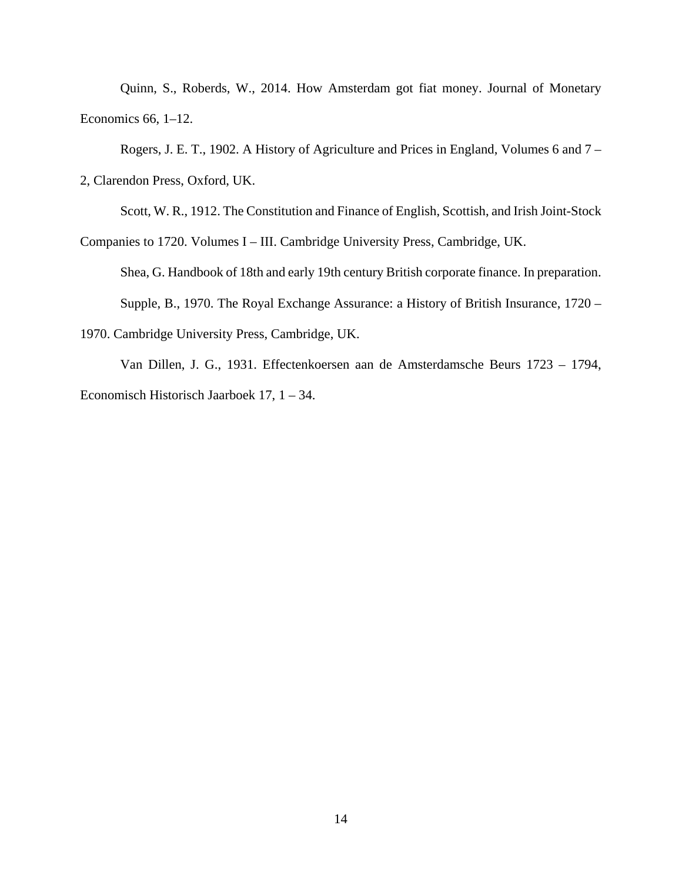Quinn, S., Roberds, W., 2014. How Amsterdam got fiat money. Journal of Monetary Economics 66, 1–12.

Rogers, J. E. T., 1902. A History of Agriculture and Prices in England, Volumes 6 and 7 – 2, Clarendon Press, Oxford, UK.

Scott, W. R., 1912. The Constitution and Finance of English, Scottish, and Irish Joint-Stock Companies to 1720. Volumes I – III. Cambridge University Press, Cambridge, UK.

Shea, G. Handbook of 18th and early 19th century British corporate finance. In preparation.

Supple, B., 1970. The Royal Exchange Assurance: a History of British Insurance, 1720 – 1970. Cambridge University Press, Cambridge, UK.

Van Dillen, J. G., 1931. Effectenkoersen aan de Amsterdamsche Beurs 1723 – 1794, Economisch Historisch Jaarboek 17, 1 – 34.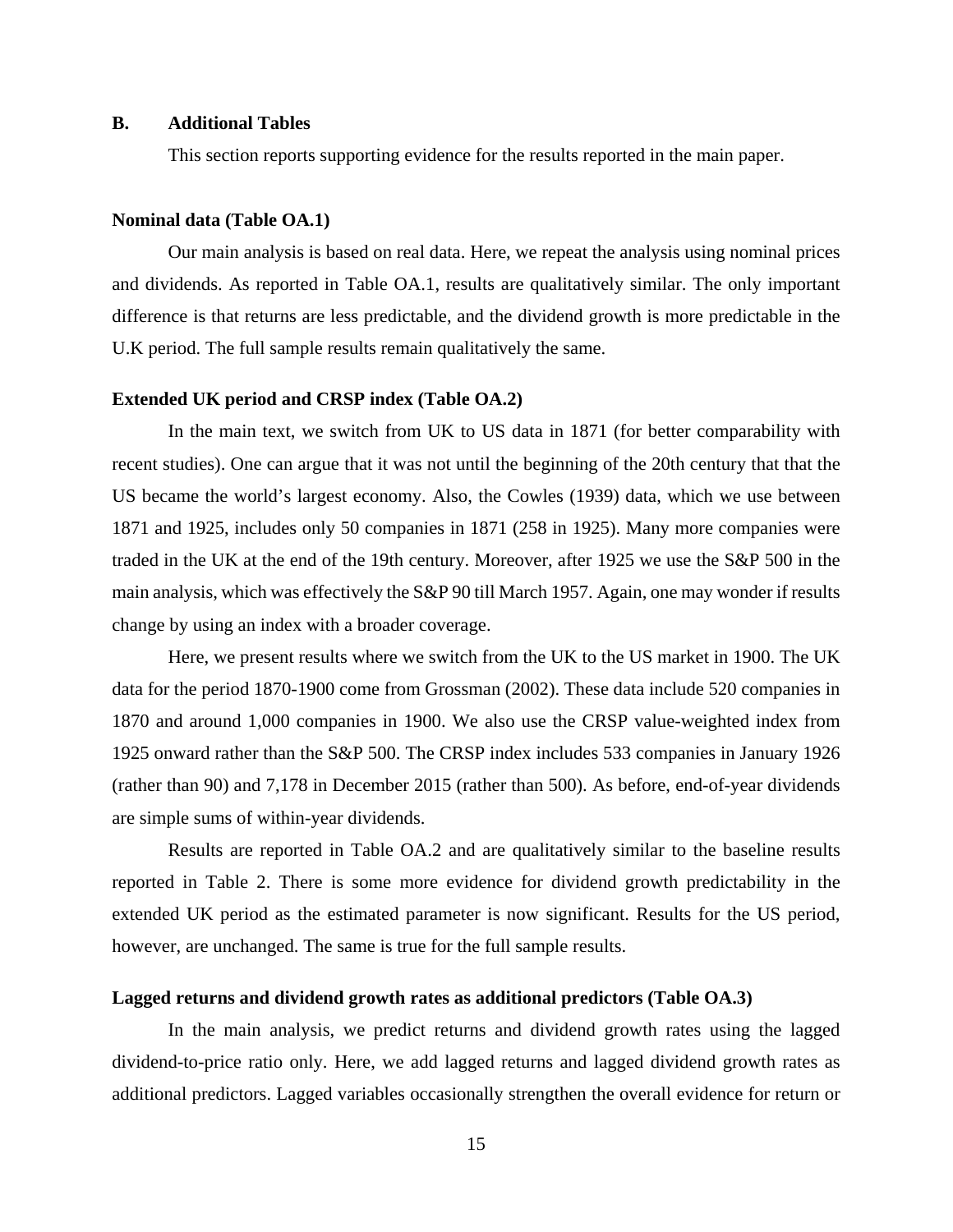## B. Additional Tables

This section reports supporting evidence for the results reported in the main paper.

**Nominal data (Table OA.1)**

Our main analysis is based on real data. Here, we repeat the analysis using nominal prices and dividends. As reported in Table OA.1, results are qualitatively similar. The only important difference is that returns are less predictable, and the dividend growth is more predictable in the U.K period. The full sample results remain qualitatively the same.

**Extended UK period and CRSP index (Table OA.2)**

In the main text, we switch from UK to US data in 1871 (for better comparability with recent studies). One can argue that it was not until the beginning of the 20th century that that the US became the world's largest economy. Also, the Cowles (1939) data, which we use between 1871 and 1925, includes only 50 companies in 1871 (258 in 1925). Many more companies were traded in the UK at the end of the 19th century. Moreover, after 1925 we use the S&P 500 in the main analysis, which was effectively the S&P 90 till March 1957. Again, one may wonder if results change by using an index with a broader coverage.

Here, we present results where we switch from the UK to the US market in 1900. The UK data for the period 1870-1900 come from Grossman (2002). These data include 520 companies in 1870 and around 1,000 companies in 1900. We also use the CRSP value-weighted index from 1925 onward rather than the S&P 500. The CRSP index includes 533 companies in January 1926 (rather than 90) and 7,178 in December 2015 (rather than 500). As before, end-of-year dividends are simple sums of within-year dividends.

Results are reported in Table OA.2 and are qualitatively similar to the baseline results reported in Table 2. There is some more evidence for dividend growth predictability in the extended UK period as the estimated parameter is now significant. Results for the US period, however, are unchanged. The same is true for the full sample results.

**Lagged returns and dividend growth rates as additional predictors (Table OA.3)**

In the main analysis, we predict returns and dividend growth rates using the lagged dividend-to-price ratio only. Here, we add lagged returns and lagged dividend growth rates as additional predictors. Lagged variables occasionally strengthen the overall evidence for return or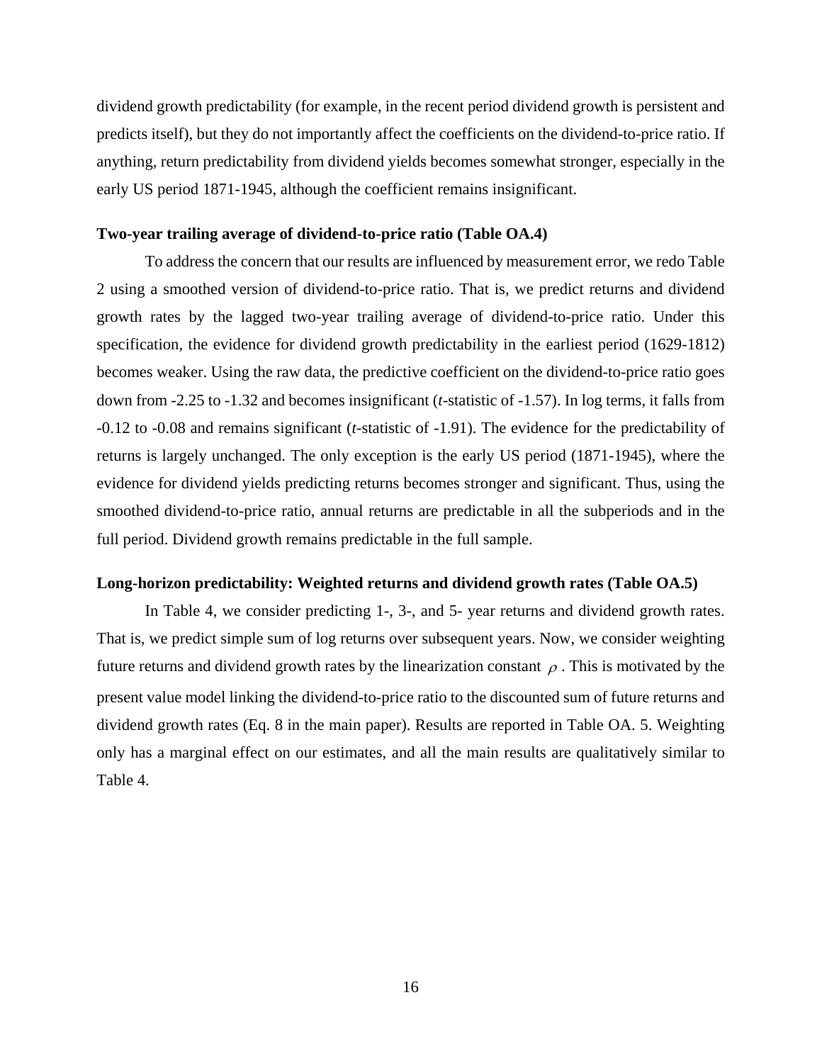dividend growth predictability (for example, in the recent period dividend growth is persistent and predicts itself), but they do not importantly affect the coefficients on the dividend-to-price ratio. If anything, return predictability from dividend yields becomes somewhat stronger, especially in the early US period 1871-1945, although the coefficient remains insignificant.

**Two-year trailing average of dividend-to-price ratio (Table OA.4)**

To address the concern that our results are influenced by measurement error, we redo Table 2 using a smoothed version of dividend-to-price ratio. That is, we predict returns and dividend growth rates by the lagged two-year trailing average of dividend-to-price ratio. Under this specification, the evidence for dividend growth predictability in the earliest period (1629-1812) becomes weaker. Using the raw data, the predictive coefficient on the dividend-to-price ratio goes down from -2.25 to -1.32 and becomes insignificant (*t*-statistic of -1.57). In log terms, it falls from -0.12 to -0.08 and remains significant (*t*-statistic of -1.91). The evidence for the predictability of returns is largely unchanged. The only exception is the early US period (1871-1945), where the evidence for dividend yields predicting returns becomes stronger and significant. Thus, using the smoothed dividend-to-price ratio, annual returns are predictable in all the subperiods and in the full period. Dividend growth remains predictable in the full sample.

**Long-horizon predictability: Weighted returns and dividend growth rates (Table OA.5)**

In Table 4, we consider predicting 1-, 3-, and 5- year returns and dividend growth rates. That is, we predict simple sum of log returns over subsequent years. Now, we consider weighting future returns and dividend growth rates by the linearization constant $\rho$. This is motivated by the present value model linking the dividend-to-price ratio to the discounted sum of future returns and dividend growth rates (Eq. 8 in the main paper). Results are reported in Table OA. 5. Weighting only has a marginal effect on our estimates, and all the main results are qualitatively similar to Table 4.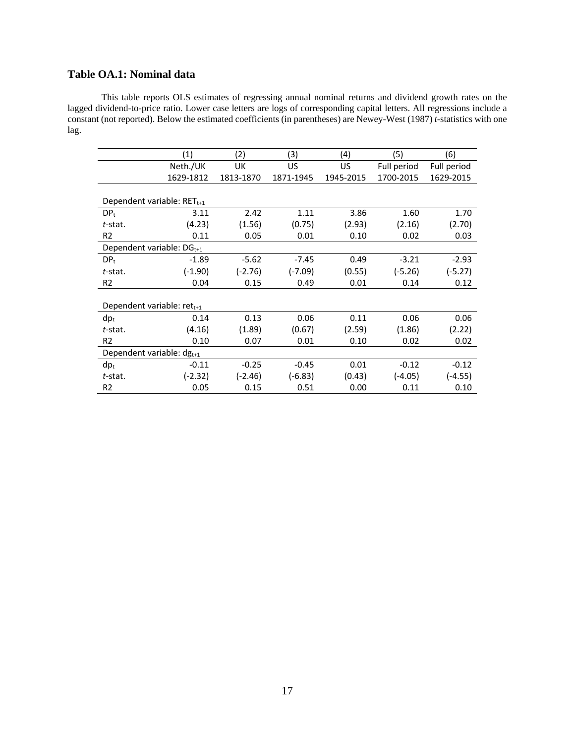## Table OA.1: Nominal data

This table reports OLS estimates of regressing annual nominal returns and dividend growth rates on the lagged dividend-to-price ratio. Lower case letters are logs of corresponding capital letters. All regressions include a constant (not reported). Below the estimated coefficients (in parentheses) are Newey-West (1987) *t*-statistics with one lag.

| | (1) | (2) | (3) | (4) | (5) | (6) |
|---|---|---|---|---|---|---|
| | Neth./UK | UK | US | US | Full period | Full period |
| | 1629-1812 | 1813-1870 | 1871-1945 | 1945-2015 | 1700-2015 | 1629-2015 |
| Dependent variable: $RET_{t+1}$ | | | | | | |
| $DP_t$ | 3.11 | 2.42 | 1.11 | 3.86 | 1.60 | 1.70 |
| *t*-stat. | (4.23) | (1.56) | (0.75) | (2.93) | (2.16) | (2.70) |
| R2 | 0.11 | 0.05 | 0.01 | 0.10 | 0.02 | 0.03 |
| Dependent variable: $DG_{t+1}$ | | | | | | |
| $DP_t$ | -1.89 | -5.62 | -7.45 | 0.49 | -3.21 | -2.93 |
| *t*-stat. | (-1.90) | (-2.76) | (-7.09) | (0.55) | (-5.26) | (-5.27) |
| R2 | 0.04 | 0.15 | 0.49 | 0.01 | 0.14 | 0.12 |
| Dependent variable: $ret_{t+1}$ | | | | | | |
| $dp_t$ | 0.14 | 0.13 | 0.06 | 0.11 | 0.06 | 0.06 |
| *t*-stat. | (4.16) | (1.89) | (0.67) | (2.59) | (1.86) | (2.22) |
| R2 | 0.10 | 0.07 | 0.01 | 0.10 | 0.02 | 0.02 |
| Dependent variable: $dg_{t+1}$ | | | | | | |
| $dp_t$ | -0.11 | -0.25 | -0.45 | 0.01 | -0.12 | -0.12 |
| *t*-stat. | (-2.32) | (-2.46) | (-6.83) | (0.43) | (-4.05) | (-4.55) |
| R2 | 0.05 | 0.15 | 0.51 | 0.00 | 0.11 | 0.10 |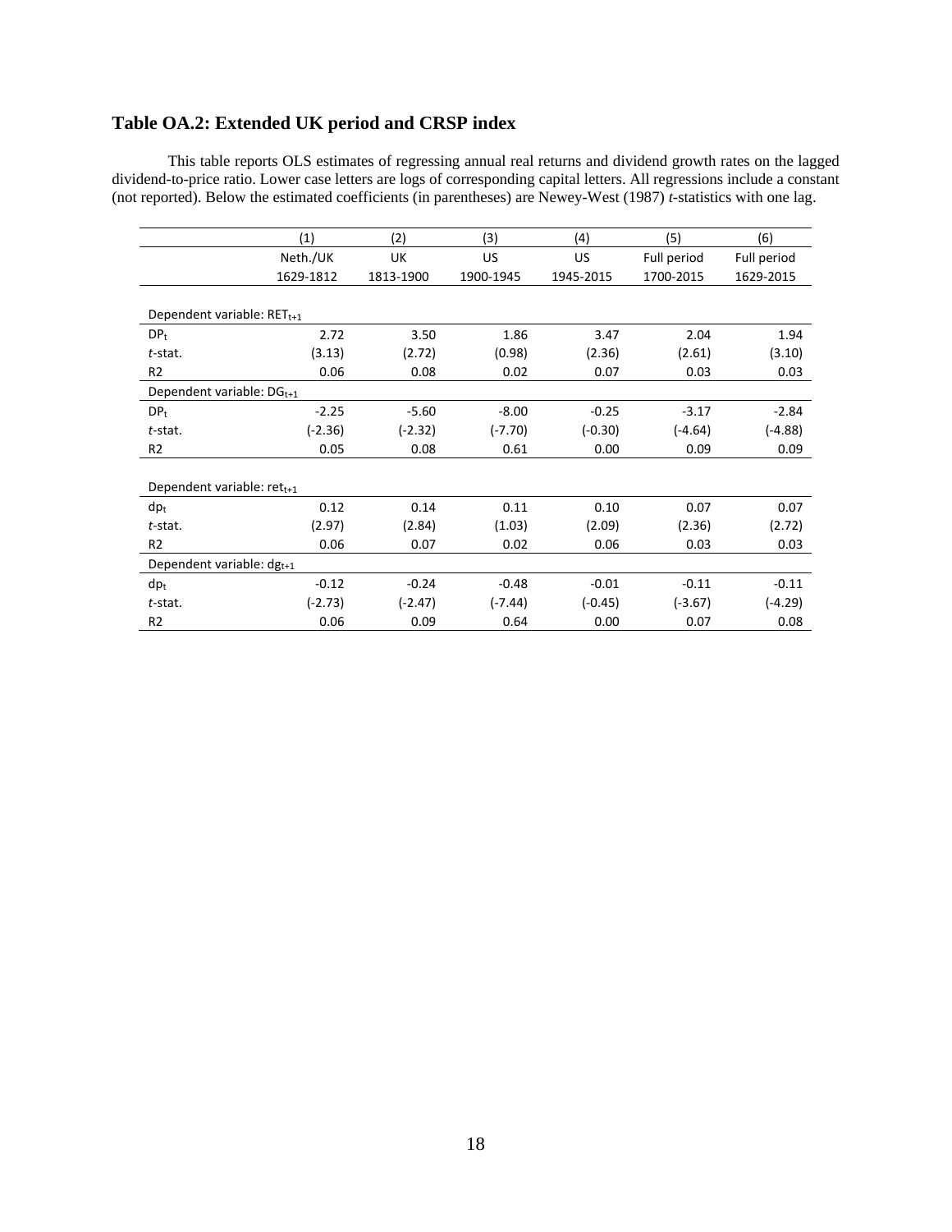## Table OA.2: Extended UK period and CRSP index

This table reports OLS estimates of regressing annual real returns and dividend growth rates on the lagged dividend-to-price ratio. Lower case letters are logs of corresponding capital letters. All regressions include a constant (not reported). Below the estimated coefficients (in parentheses) are Newey-West (1987) *t*-statistics with one lag.

| | (1) | (2) | (3) | (4) | (5) | (6) |
|---|---|---|---|---|---|---|
| | Neth./UK | UK | US | US | Full period | Full period |
| | 1629-1812 | 1813-1900 | 1900-1945 | 1945-2015 | 1700-2015 | 1629-2015 |
| Dependent variable: $RET_{t+1}$ | | | | | | |
| $DP_t$ | 2.72 | 3.50 | 1.86 | 3.47 | 2.04 | 1.94 |
| *t*-stat. | (3.13) | (2.72) | (0.98) | (2.36) | (2.61) | (3.10) |
| R2 | 0.06 | 0.08 | 0.02 | 0.07 | 0.03 | 0.03 |
| Dependent variable: $DG_{t+1}$ | | | | | | |
| $DP_t$ | -2.25 | -5.60 | -8.00 | -0.25 | -3.17 | -2.84 |
| *t*-stat. | (-2.36) | (-2.32) | (-7.70) | (-0.30) | (-4.64) | (-4.88) |
| R2 | 0.05 | 0.08 | 0.61 | 0.00 | 0.09 | 0.09 |
| Dependent variable: $ret_{t+1}$ | | | | | | |
| $dp_t$ | 0.12 | 0.14 | 0.11 | 0.10 | 0.07 | 0.07 |
| *t*-stat. | (2.97) | (2.84) | (1.03) | (2.09) | (2.36) | (2.72) |
| R2 | 0.06 | 0.07 | 0.02 | 0.06 | 0.03 | 0.03 |
| Dependent variable: $dg_{t+1}$ | | | | | | |
| $dp_t$ | -0.12 | -0.24 | -0.48 | -0.01 | -0.11 | -0.11 |
| *t*-stat. | (-2.73) | (-2.47) | (-7.44) | (-0.45) | (-3.67) | (-4.29) |
| R2 | 0.06 | 0.09 | 0.64 | 0.00 | 0.07 | 0.08 |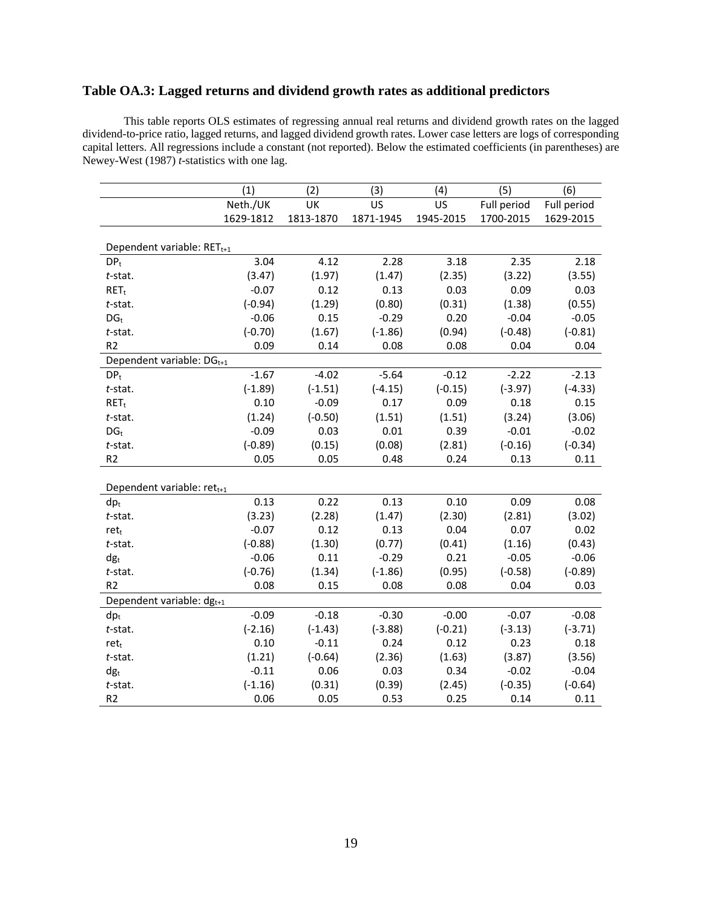## Table OA.3: Lagged returns and dividend growth rates as additional predictors

This table reports OLS estimates of regressing annual real returns and dividend growth rates on the lagged dividend-to-price ratio, lagged returns, and lagged dividend growth rates. Lower case letters are logs of corresponding capital letters. All regressions include a constant (not reported). Below the estimated coefficients (in parentheses) are Newey-West (1987) *t*-statistics with one lag.

| | (1) | (2) | (3) | (4) | (5) | (6) |
|---|---|---|---|---|---|---|
| | Neth./UK | UK | US | US | Full period | Full period |
| | 1629-1812 | 1813-1870 | 1871-1945 | 1945-2015 | 1700-2015 | 1629-2015 |
| Dependent variable: $RET_{t+1}$ | | | | | | |
| $DP_t$ | 3.04 | 4.12 | 2.28 | 3.18 | 2.35 | 2.18 |
| *t*-stat. | (3.47) | (1.97) | (1.47) | (2.35) | (3.22) | (3.55) |
| $RET_t$ | -0.07 | 0.12 | 0.13 | 0.03 | 0.09 | 0.03 |
| *t*-stat. | (-0.94) | (1.29) | (0.80) | (0.31) | (1.38) | (0.55) |
| $DG_t$ | -0.06 | 0.15 | -0.29 | 0.20 | -0.04 | -0.05 |
| *t*-stat. | (-0.70) | (1.67) | (-1.86) | (0.94) | (-0.48) | (-0.81) |
| R2 | 0.09 | 0.14 | 0.08 | 0.08 | 0.04 | 0.04 |
| Dependent variable: $DG_{t+1}$ | | | | | | |
| $DP_t$ | -1.67 | -4.02 | -5.64 | -0.12 | -2.22 | -2.13 |
| *t*-stat. | (-1.89) | (-1.51) | (-4.15) | (-0.15) | (-3.97) | (-4.33) |
| $RET_t$ | 0.10 | -0.09 | 0.17 | 0.09 | 0.18 | 0.15 |
| *t*-stat. | (1.24) | (-0.50) | (1.51) | (1.51) | (3.24) | (3.06) |
| $DG_t$ | -0.09 | 0.03 | 0.01 | 0.39 | -0.01 | -0.02 |
| *t*-stat. | (-0.89) | (0.15) | (0.08) | (2.81) | (-0.16) | (-0.34) |
| R2 | 0.05 | 0.05 | 0.48 | 0.24 | 0.13 | 0.11 |
| Dependent variable: $ret_{t+1}$ | | | | | | |
| $dp_t$ | 0.13 | 0.22 | 0.13 | 0.10 | 0.09 | 0.08 |
| *t*-stat. | (3.23) | (2.28) | (1.47) | (2.30) | (2.81) | (3.02) |
| $ret_t$ | -0.07 | 0.12 | 0.13 | 0.04 | 0.07 | 0.02 |
| *t*-stat. | (-0.88) | (1.30) | (0.77) | (0.41) | (1.16) | (0.43) |
| $dg_t$ | -0.06 | 0.11 | -0.29 | 0.21 | -0.05 | -0.06 |
| *t*-stat. | (-0.76) | (1.34) | (-1.86) | (0.95) | (-0.58) | (-0.89) |
| R2 | 0.08 | 0.15 | 0.08 | 0.08 | 0.04 | 0.03 |
| Dependent variable: $dg_{t+1}$ | | | | | | |
| $dp_t$ | -0.09 | -0.18 | -0.30 | -0.00 | -0.07 | -0.08 |
| *t*-stat. | (-2.16) | (-1.43) | (-3.88) | (-0.21) | (-3.13) | (-3.71) |
| $ret_t$ | 0.10 | -0.11 | 0.24 | 0.12 | 0.23 | 0.18 |
| *t*-stat. | (1.21) | (-0.64) | (2.36) | (1.63) | (3.87) | (3.56) |
| $dg_t$ | -0.11 | 0.06 | 0.03 | 0.34 | -0.02 | -0.04 |
| *t*-stat. | (-1.16) | (0.31) | (0.39) | (2.45) | (-0.35) | (-0.64) |
| R2 | 0.06 | 0.05 | 0.53 | 0.25 | 0.14 | 0.11 |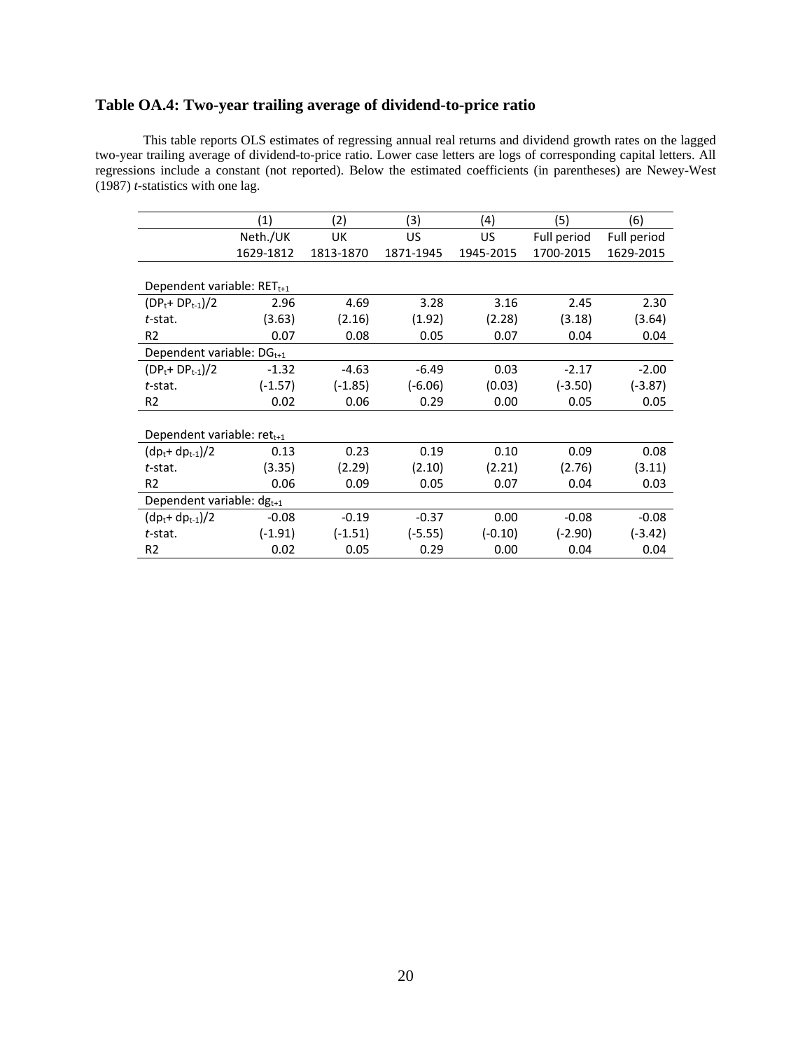## Table OA.4: Two-year trailing average of dividend-to-price ratio

This table reports OLS estimates of regressing annual real returns and dividend growth rates on the lagged two-year trailing average of dividend-to-price ratio. Lower case letters are logs of corresponding capital letters. All regressions include a constant (not reported). Below the estimated coefficients (in parentheses) are Newey-West (1987) *t*-statistics with one lag.

| | (1) | (2) | (3) | (4) | (5) | (6) |
|---|---|---|---|---|---|---|
| | Neth./UK | UK | US | US | Full period | Full period |
| | 1629-1812 | 1813-1870 | 1871-1945 | 1945-2015 | 1700-2015 | 1629-2015 |
| Dependent variable: $RET_{t+1}$ | | | | | | |
| $(DP_t + DP_{t-1})/2$ | 2.96 | 4.69 | 3.28 | 3.16 | 2.45 | 2.30 |
| *t*-stat. | (3.63) | (2.16) | (1.92) | (2.28) | (3.18) | (3.64) |
| R2 | 0.07 | 0.08 | 0.05 | 0.07 | 0.04 | 0.04 |
| Dependent variable: $DG_{t+1}$ | | | | | | |
| $(DP_t + DP_{t-1})/2$ | -1.32 | -4.63 | -6.49 | 0.03 | -2.17 | -2.00 |
| *t*-stat. | (-1.57) | (-1.85) | (-6.06) | (0.03) | (-3.50) | (-3.87) |
| R2 | 0.02 | 0.06 | 0.29 | 0.00 | 0.05 | 0.05 |
| Dependent variable: $ret_{t+1}$ | | | | | | |
| $(dp_t + dp_{t-1})/2$ | 0.13 | 0.23 | 0.19 | 0.10 | 0.09 | 0.08 |
| *t*-stat. | (3.35) | (2.29) | (2.10) | (2.21) | (2.76) | (3.11) |
| R2 | 0.06 | 0.09 | 0.05 | 0.07 | 0.04 | 0.03 |
| Dependent variable: $dg_{t+1}$ | | | | | | |
| $(dp_t + dp_{t-1})/2$ | -0.08 | -0.19 | -0.37 | 0.00 | -0.08 | -0.08 |
| *t*-stat. | (-1.91) | (-1.51) | (-5.55) | (-0.10) | (-2.90) | (-3.42) |
| R2 | 0.02 | 0.05 | 0.29 | 0.00 | 0.04 | 0.04 |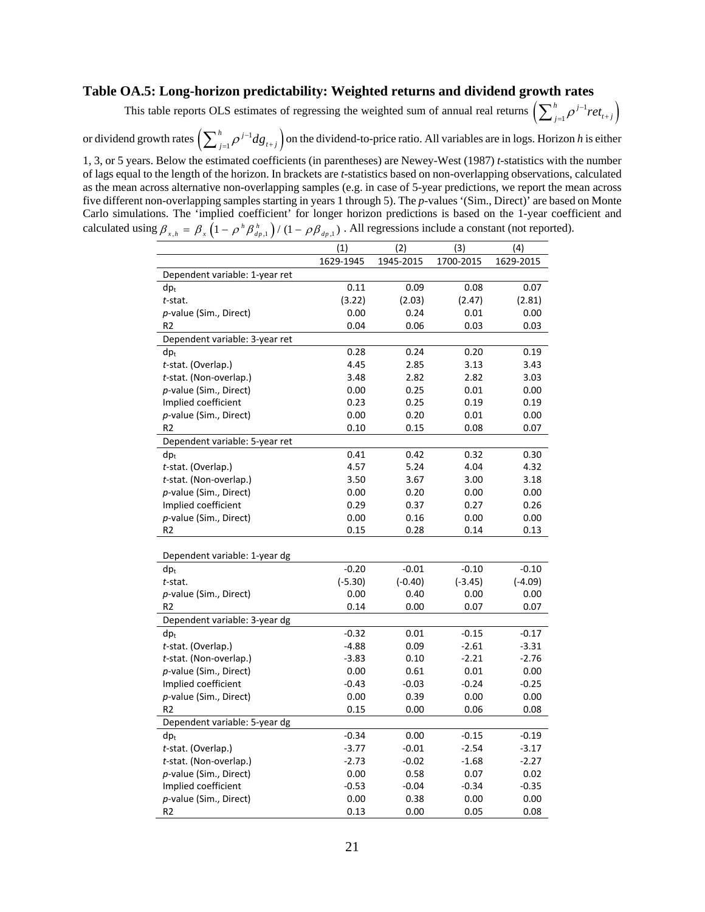### Table OA.5: Long-horizon predictability: Weighted returns and dividend growth rates

This table reports OLS estimates of regressing the weighted sum of annual real returns $\left(\sum_{j=1}^{h} \rho^{j-1} ret_{t+j}\right)$ or dividend growth rates $\left(\sum_{j=1}^{h} \rho^{j-1} dg_{t+j}\right)$ on the dividend-to-price ratio. All variables are in logs. Horizon *h* is either 1, 3, or 5 years. Below the estimated coefficients (in parentheses) are Newey-West (1987) *t*-statistics with the number of lags equal to the length of the horizon. In brackets are *t*-statistics based on non-overlapping observations, calculated as the mean across alternative non-overlapping samples (e.g. in case of 5-year predictions, we report the mean across five different non-overlapping samples starting in years 1 through 5). The *p*-values '(Sim., Direct)' are based on Monte Carlo simulations. The 'implied coefficient' for longer horizon predictions is based on the 1-year coefficient and calculated using $\beta_{x,h} = \beta_x \left(1 - \rho^h \beta_{dp,1}^h\right) / \left(1 - \rho \beta_{dp,1}\right)$. All regressions include a constant (not reported).

| | (1) | (2) | (3) | (4) |
|---|---|---|---|---|
| | 1629-1945 | 1945-2015 | 1700-2015 | 1629-2015 |
| Dependent variable: 1-year ret | | | | |
| $dp_t$ | 0.11 | 0.09 | 0.08 | 0.07 |
| *t*-stat. | (3.22) | (2.03) | (2.47) | (2.81) |
| *p*-value (Sim., Direct) | 0.00 | 0.24 | 0.01 | 0.00 |
| R2 | 0.04 | 0.06 | 0.03 | 0.03 |
| Dependent variable: 3-year ret | | | | |
| $dp_t$ | 0.28 | 0.24 | 0.20 | 0.19 |
| *t*-stat. (Overlap.) | 4.45 | 2.85 | 3.13 | 3.43 |
| *t*-stat. (Non-overlap.) | 3.48 | 2.82 | 2.82 | 3.03 |
| *p*-value (Sim., Direct) | 0.00 | 0.25 | 0.01 | 0.00 |
| Implied coefficient | 0.23 | 0.25 | 0.19 | 0.19 |
| *p*-value (Sim., Direct) | 0.00 | 0.20 | 0.01 | 0.00 |
| R2 | 0.10 | 0.15 | 0.08 | 0.07 |
| Dependent variable: 5-year ret | | | | |
| $dp_t$ | 0.41 | 0.42 | 0.32 | 0.30 |
| *t*-stat. (Overlap.) | 4.57 | 5.24 | 4.04 | 4.32 |
| *t*-stat. (Non-overlap.) | 3.50 | 3.67 | 3.00 | 3.18 |
| *p*-value (Sim., Direct) | 0.00 | 0.20 | 0.00 | 0.00 |
| Implied coefficient | 0.29 | 0.37 | 0.27 | 0.26 |
| *p*-value (Sim., Direct) | 0.00 | 0.16 | 0.00 | 0.00 |
| R2 | 0.15 | 0.28 | 0.14 | 0.13 |
| | | | | |
| Dependent variable: 1-year dg | | | | |
| $dp_t$ | -0.20 | -0.01 | -0.10 | -0.10 |
| *t*-stat. | (-5.30) | (-0.40) | (-3.45) | (-4.09) |
| *p*-value (Sim., Direct) | 0.00 | 0.40 | 0.00 | 0.00 |
| R2 | 0.14 | 0.00 | 0.07 | 0.07 |
| Dependent variable: 3-year dg | | | | |
| $dp_t$ | -0.32 | 0.01 | -0.15 | -0.17 |
| *t*-stat. (Overlap.) | -4.88 | 0.09 | -2.61 | -3.31 |
| *t*-stat. (Non-overlap.) | -3.83 | 0.10 | -2.21 | -2.76 |
| *p*-value (Sim., Direct) | 0.00 | 0.61 | 0.01 | 0.00 |
| Implied coefficient | -0.43 | -0.03 | -0.24 | -0.25 |
| *p*-value (Sim., Direct) | 0.00 | 0.39 | 0.00 | 0.00 |
| R2 | 0.15 | 0.00 | 0.06 | 0.08 |
| Dependent variable: 5-year dg | | | | |
| $dp_t$ | -0.34 | 0.00 | -0.15 | -0.19 |
| *t*-stat. (Overlap.) | -3.77 | -0.01 | -2.54 | -3.17 |
| *t*-stat. (Non-overlap.) | -2.73 | -0.02 | -1.68 | -2.27 |
| *p*-value (Sim., Direct) | 0.00 | 0.58 | 0.07 | 0.02 |
| Implied coefficient | -0.53 | -0.04 | -0.34 | -0.35 |
| *p*-value (Sim., Direct) | 0.00 | 0.38 | 0.00 | 0.00 |
| R2 | 0.13 | 0.00 | 0.05 | 0.08 |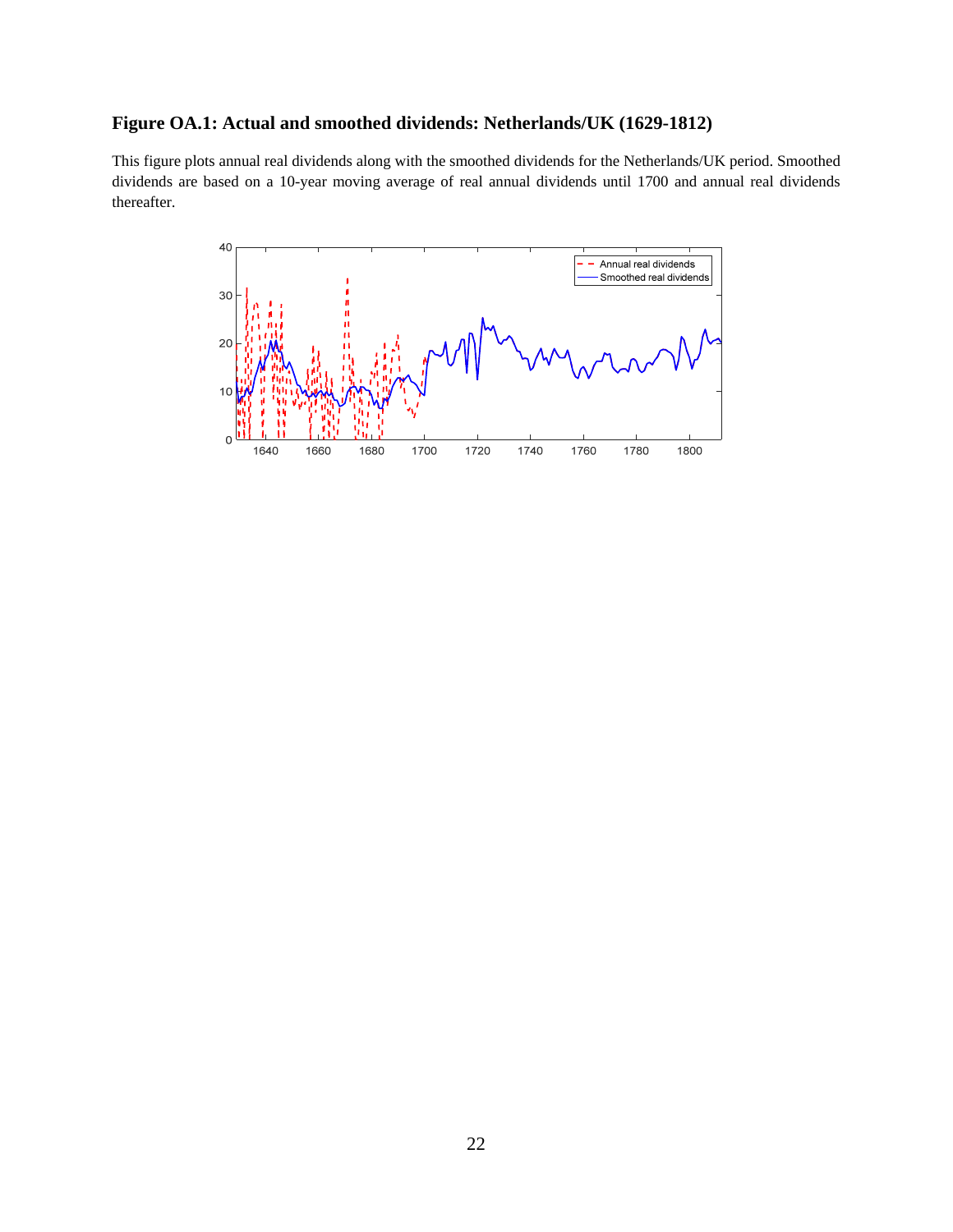**Figure OA.1: Actual and smoothed dividends: Netherlands/UK (1629-1812)**

This figure plots annual real dividends along with the smoothed dividends for the Netherlands/UK period. Smoothed dividends are based on a 10-year moving average of real annual dividends until 1700 and annual real dividends thereafter.

Annual real dividends
Smoothed real dividends

40
30
20
10
0

1640
1660
1680
1700
1720
1740
1760
1780
1800